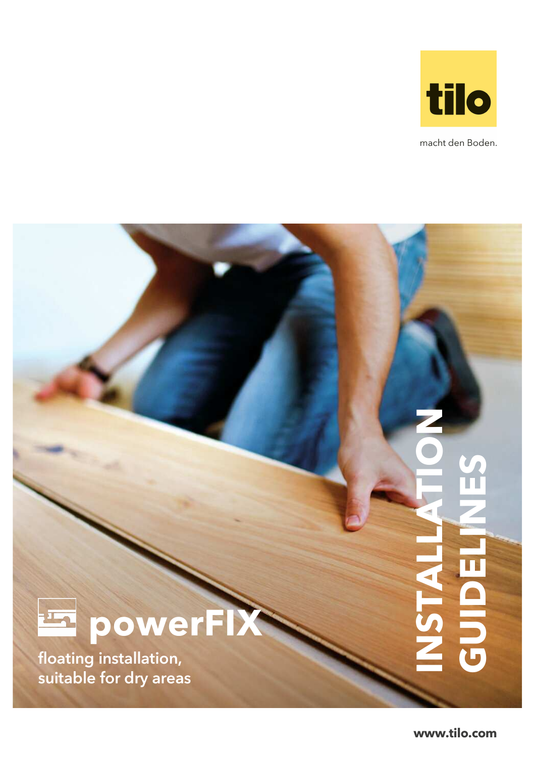tilo

macht den Boden.

# INSTALLATION GUIDELINES

## powerFIX

floating installation,
suitable for dry areas

www.tilo.com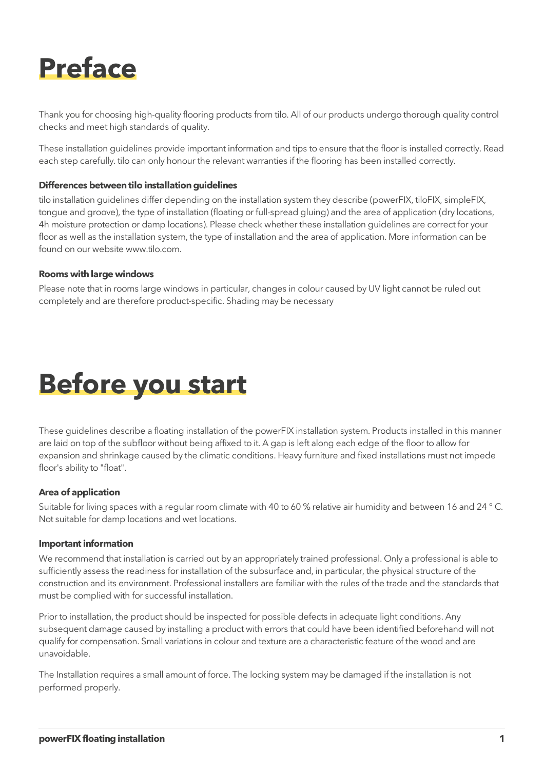# Preface

Thank you for choosing high-quality flooring products from tilo. All of our products undergo thorough quality control checks and meet high standards of quality.

These installation guidelines provide important information and tips to ensure that the floor is installed correctly. Read each step carefully. tilo can only honour the relevant warranties if the flooring has been installed correctly.

**Differences between tilo installation guidelines**

tilo installation guidelines differ depending on the installation system they describe (powerFIX, tiloFIX, simpleFIX, tongue and groove), the type of installation (floating or full-spread gluing) and the area of application (dry locations, 4h moisture protection or damp locations). Please check whether these installation guidelines are correct for your floor as well as the installation system, the type of installation and the area of application. More information can be found on our website www.tilo.com.

**Rooms with large windows**

Please note that in rooms large windows in particular, changes in colour caused by UV light cannot be ruled out completely and are therefore product-specific. Shading may be necessary

# Before you start

These guidelines describe a floating installation of the powerFIX installation system. Products installed in this manner are laid on top of the subfloor without being affixed to it. A gap is left along each edge of the floor to allow for expansion and shrinkage caused by the climatic conditions. Heavy furniture and fixed installations must not impede floor's ability to "float".

**Area of application**

Suitable for living spaces with a regular room climate with 40 to 60 % relative air humidity and between 16 and 24 ° C. Not suitable for damp locations and wet locations.

**Important information**

We recommend that installation is carried out by an appropriately trained professional. Only a professional is able to sufficiently assess the readiness for installation of the subsurface and, in particular, the physical structure of the construction and its environment. Professional installers are familiar with the rules of the trade and the standards that must be complied with for successful installation.

Prior to installation, the product should be inspected for possible defects in adequate light conditions. Any subsequent damage caused by installing a product with errors that could have been identified beforehand will not qualify for compensation. Small variations in colour and texture are a characteristic feature of the wood and are unavoidable.

The Installation requires a small amount of force. The locking system may be damaged if the installation is not performed properly.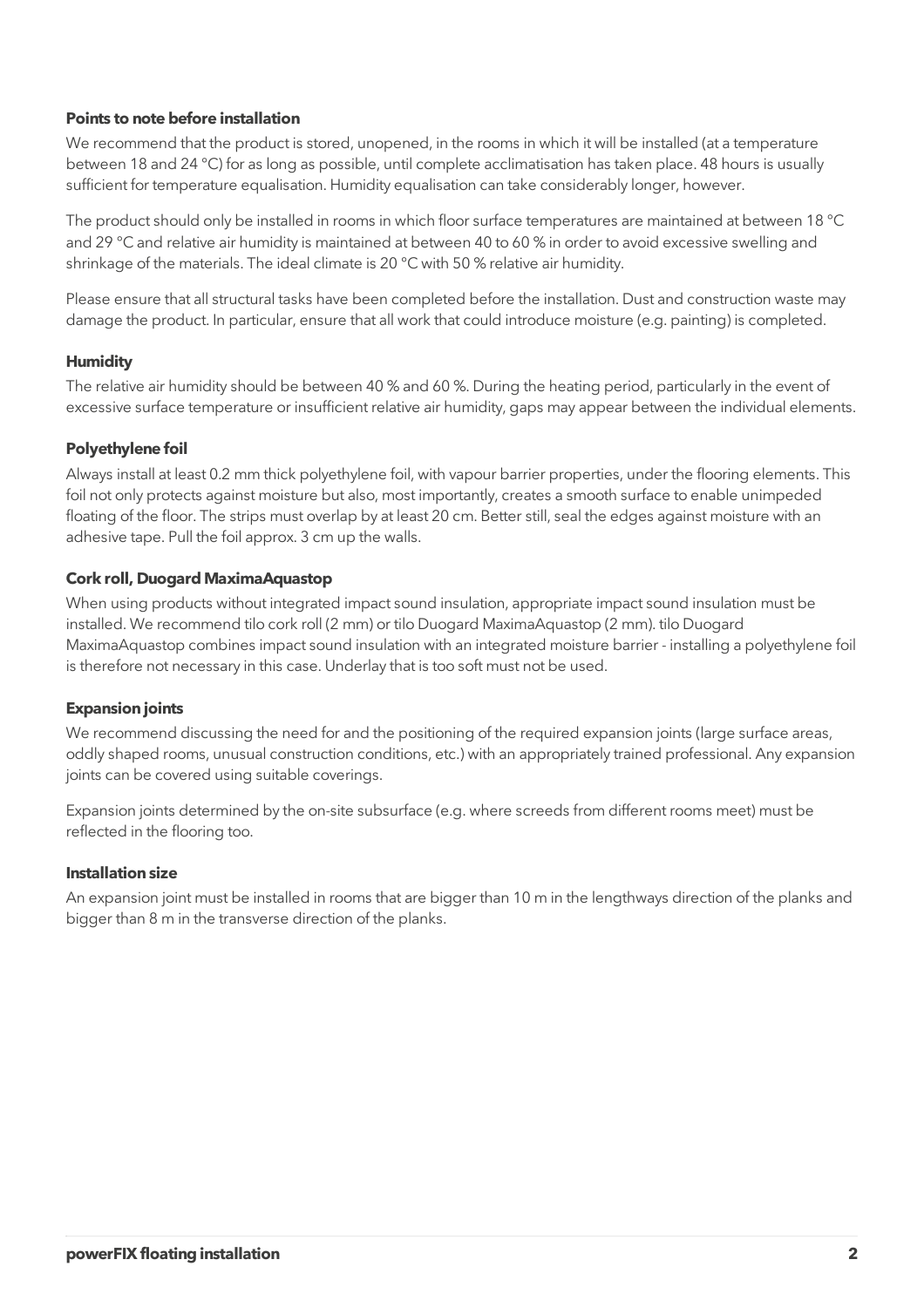### Points to note before installation

We recommend that the product is stored, unopened, in the rooms in which it will be installed (at a temperature between 18 and 24 °C) for as long as possible, until complete acclimatisation has taken place. 48 hours is usually sufficient for temperature equalisation. Humidity equalisation can take considerably longer, however.

The product should only be installed in rooms in which floor surface temperatures are maintained at between 18 °C and 29 °C and relative air humidity is maintained at between 40 to 60 % in order to avoid excessive swelling and shrinkage of the materials. The ideal climate is 20 °C with 50 % relative air humidity.

Please ensure that all structural tasks have been completed before the installation. Dust and construction waste may damage the product. In particular, ensure that all work that could introduce moisture (e.g. painting) is completed.

### Humidity

The relative air humidity should be between 40 % and 60 %. During the heating period, particularly in the event of excessive surface temperature or insufficient relative air humidity, gaps may appear between the individual elements.

### Polyethylene foil

Always install at least 0.2 mm thick polyethylene foil, with vapour barrier properties, under the flooring elements. This foil not only protects against moisture but also, most importantly, creates a smooth surface to enable unimpeded floating of the floor. The strips must overlap by at least 20 cm. Better still, seal the edges against moisture with an adhesive tape. Pull the foil approx. 3 cm up the walls.

### Cork roll, Duogard MaximaAquastop

When using products without integrated impact sound insulation, appropriate impact sound insulation must be installed. We recommend tilo cork roll (2 mm) or tilo Duogard MaximaAquastop (2 mm). tilo Duogard MaximaAquastop combines impact sound insulation with an integrated moisture barrier - installing a polyethylene foil is therefore not necessary in this case. Underlay that is too soft must not be used.

### Expansion joints

We recommend discussing the need for and the positioning of the required expansion joints (large surface areas, oddly shaped rooms, unusual construction conditions, etc.) with an appropriately trained professional. Any expansion joints can be covered using suitable coverings.

Expansion joints determined by the on-site subsurface (e.g. where screeds from different rooms meet) must be reflected in the flooring too.

### Installation size

An expansion joint must be installed in rooms that are bigger than 10 m in the lengthways direction of the planks and bigger than 8 m in the transverse direction of the planks.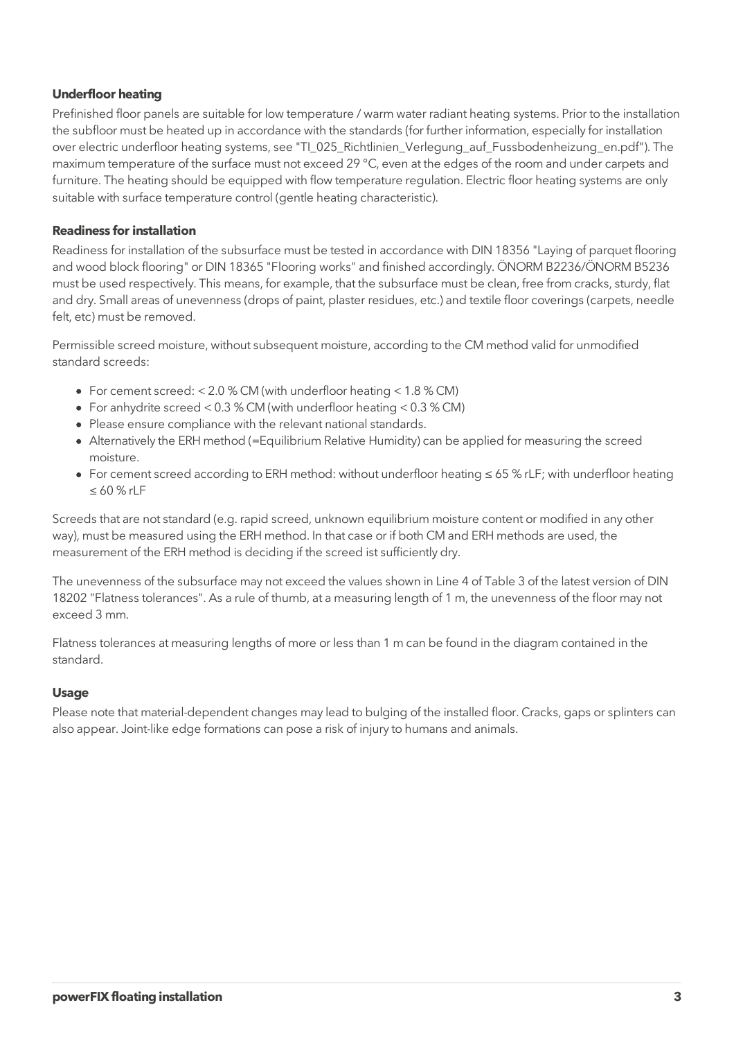**Underfloor heating**

Prefinished floor panels are suitable for low temperature / warm water radiant heating systems. Prior to the installation the subfloor must be heated up in accordance with the standards (for further information, especially for installation over electric underfloor heating systems, see "TI_025_Richtlinien_Verlegung_auf_Fussbodenheizung_en.pdf"). The maximum temperature of the surface must not exceed 29 °C, even at the edges of the room and under carpets and furniture. The heating should be equipped with flow temperature regulation. Electric floor heating systems are only suitable with surface temperature control (gentle heating characteristic).

**Readiness for installation**

Readiness for installation of the subsurface must be tested in accordance with DIN 18356 "Laying of parquet flooring and wood block flooring" or DIN 18365 "Flooring works" and finished accordingly. ÖNORM B2236/ÖNORM B5236 must be used respectively. This means, for example, that the subsurface must be clean, free from cracks, sturdy, flat and dry. Small areas of unevenness (drops of paint, plaster residues, etc.) and textile floor coverings (carpets, needle felt, etc) must be removed.

Permissible screed moisture, without subsequent moisture, according to the CM method valid for unmodified standard screeds:

- For cement screed: < 2.0 % CM (with underfloor heating < 1.8 % CM)
- For anhydrite screed < 0.3 % CM (with underfloor heating < 0.3 % CM)
- Please ensure compliance with the relevant national standards.
- Alternatively the ERH method (=Equilibrium Relative Humidity) can be applied for measuring the screed moisture.
- For cement screed according to ERH method: without underfloor heating ≤ 65 % rLF; with underfloor heating ≤ 60 % rLF

Screeds that are not standard (e.g. rapid screed, unknown equilibrium moisture content or modified in any other way), must be measured using the ERH method. In that case or if both CM and ERH methods are used, the measurement of the ERH method is deciding if the screed ist sufficiently dry.

The unevenness of the subsurface may not exceed the values shown in Line 4 of Table 3 of the latest version of DIN 18202 "Flatness tolerances". As a rule of thumb, at a measuring length of 1 m, the unevenness of the floor may not exceed 3 mm.

Flatness tolerances at measuring lengths of more or less than 1 m can be found in the diagram contained in the standard.

**Usage**

Please note that material-dependent changes may lead to bulging of the installed floor. Cracks, gaps or splinters can also appear. Joint-like edge formations can pose a risk of injury to humans and animals.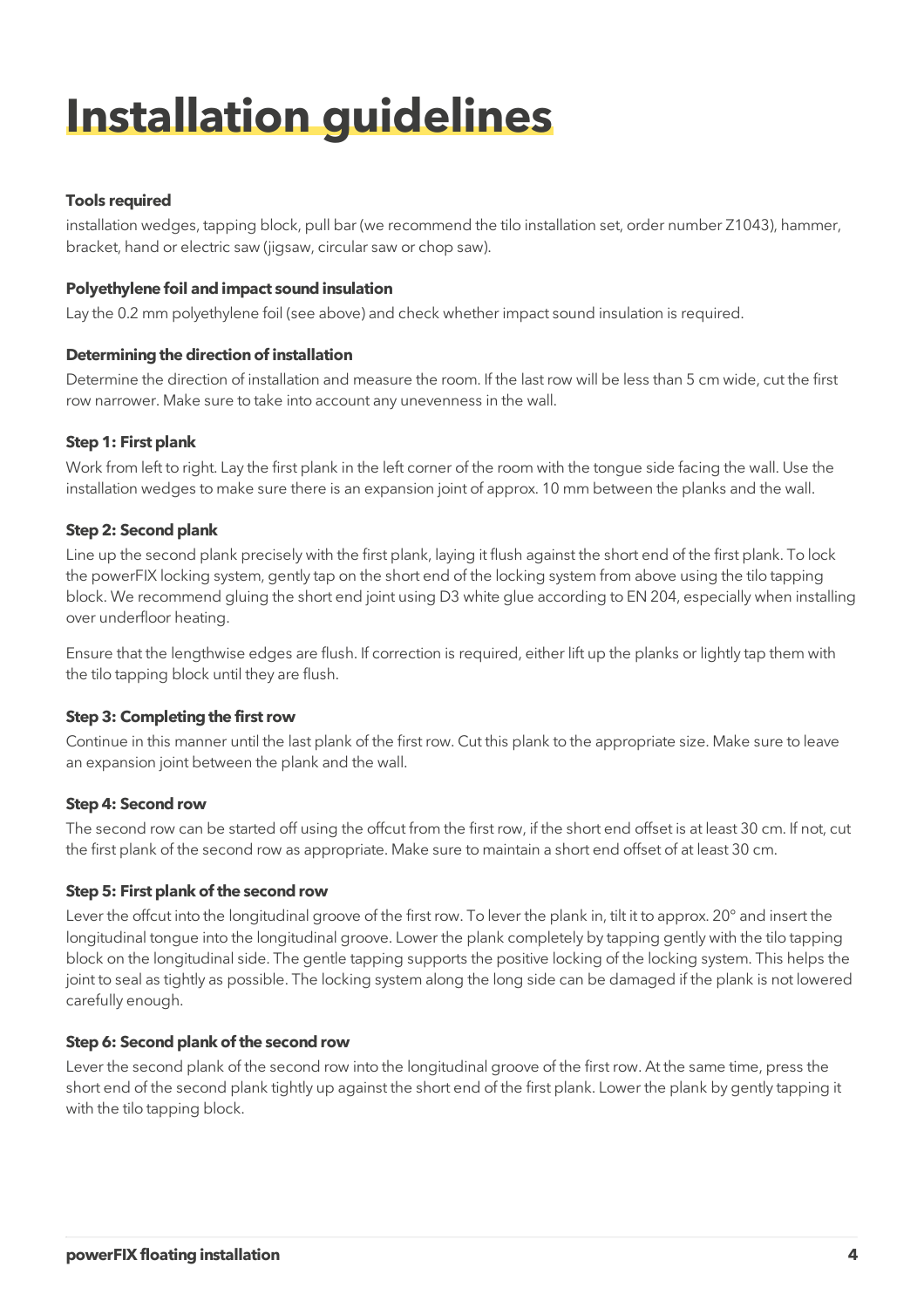# Installation guidelines

**Tools required**

installation wedges, tapping block, pull bar (we recommend the tilo installation set, order number Z1043), hammer, bracket, hand or electric saw (jigsaw, circular saw or chop saw).

**Polyethylene foil and impact sound insulation**

Lay the 0.2 mm polyethylene foil (see above) and check whether impact sound insulation is required.

**Determining the direction of installation**

Determine the direction of installation and measure the room. If the last row will be less than 5 cm wide, cut the first row narrower. Make sure to take into account any unevenness in the wall.

**Step 1: First plank**

Work from left to right. Lay the first plank in the left corner of the room with the tongue side facing the wall. Use the installation wedges to make sure there is an expansion joint of approx. 10 mm between the planks and the wall.

**Step 2: Second plank**

Line up the second plank precisely with the first plank, laying it flush against the short end of the first plank. To lock the powerFIX locking system, gently tap on the short end of the locking system from above using the tilo tapping block. We recommend gluing the short end joint using D3 white glue according to EN 204, especially when installing over underfloor heating.

Ensure that the lengthwise edges are flush. If correction is required, either lift up the planks or lightly tap them with the tilo tapping block until they are flush.

**Step 3: Completing the first row**

Continue in this manner until the last plank of the first row. Cut this plank to the appropriate size. Make sure to leave an expansion joint between the plank and the wall.

**Step 4: Second row**

The second row can be started off using the offcut from the first row, if the short end offset is at least 30 cm. If not, cut the first plank of the second row as appropriate. Make sure to maintain a short end offset of at least 30 cm.

**Step 5: First plank of the second row**

Lever the offcut into the longitudinal groove of the first row. To lever the plank in, tilt it to approx. 20° and insert the longitudinal tongue into the longitudinal groove. Lower the plank completely by tapping gently with the tilo tapping block on the longitudinal side. The gentle tapping supports the positive locking of the locking system. This helps the joint to seal as tightly as possible. The locking system along the long side can be damaged if the plank is not lowered carefully enough.

**Step 6: Second plank of the second row**

Lever the second plank of the second row into the longitudinal groove of the first row. At the same time, press the short end of the second plank tightly up against the short end of the first plank. Lower the plank by gently tapping it with the tilo tapping block.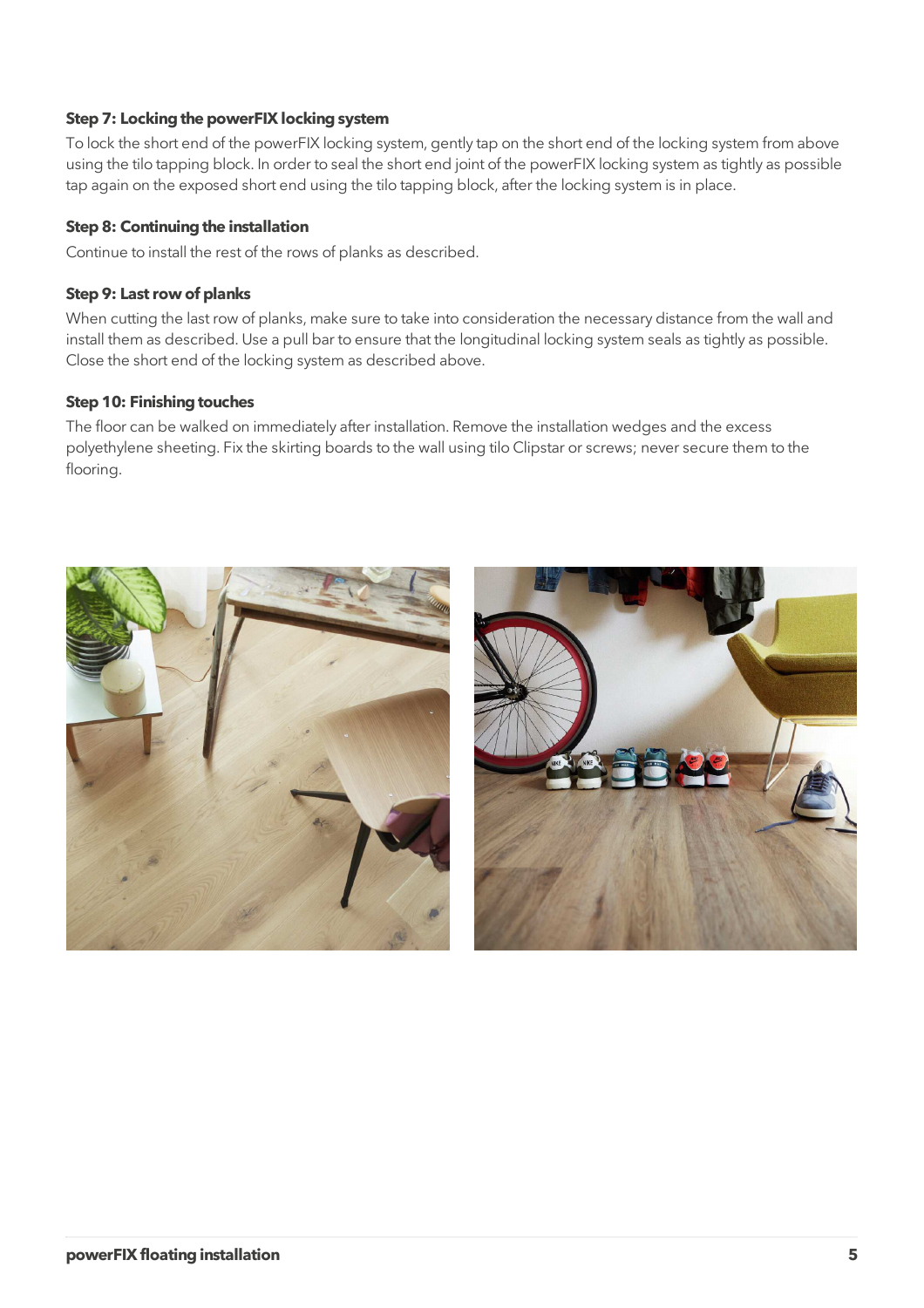### Step 7: Locking the powerFIX locking system

To lock the short end of the powerFIX locking system, gently tap on the short end of the locking system from above using the tilo tapping block. In order to seal the short end joint of the powerFIX locking system as tightly as possible tap again on the exposed short end using the tilo tapping block, after the locking system is in place.

### Step 8: Continuing the installation

Continue to install the rest of the rows of planks as described.

### Step 9: Last row of planks

When cutting the last row of planks, make sure to take into consideration the necessary distance from the wall and install them as described. Use a pull bar to ensure that the longitudinal locking system seals as tightly as possible. Close the short end of the locking system as described above.

### Step 10: Finishing touches

The floor can be walked on immediately after installation. Remove the installation wedges and the excess polyethylene sheeting. Fix the skirting boards to the wall using tilo Clipstar or screws; never secure them to the flooring.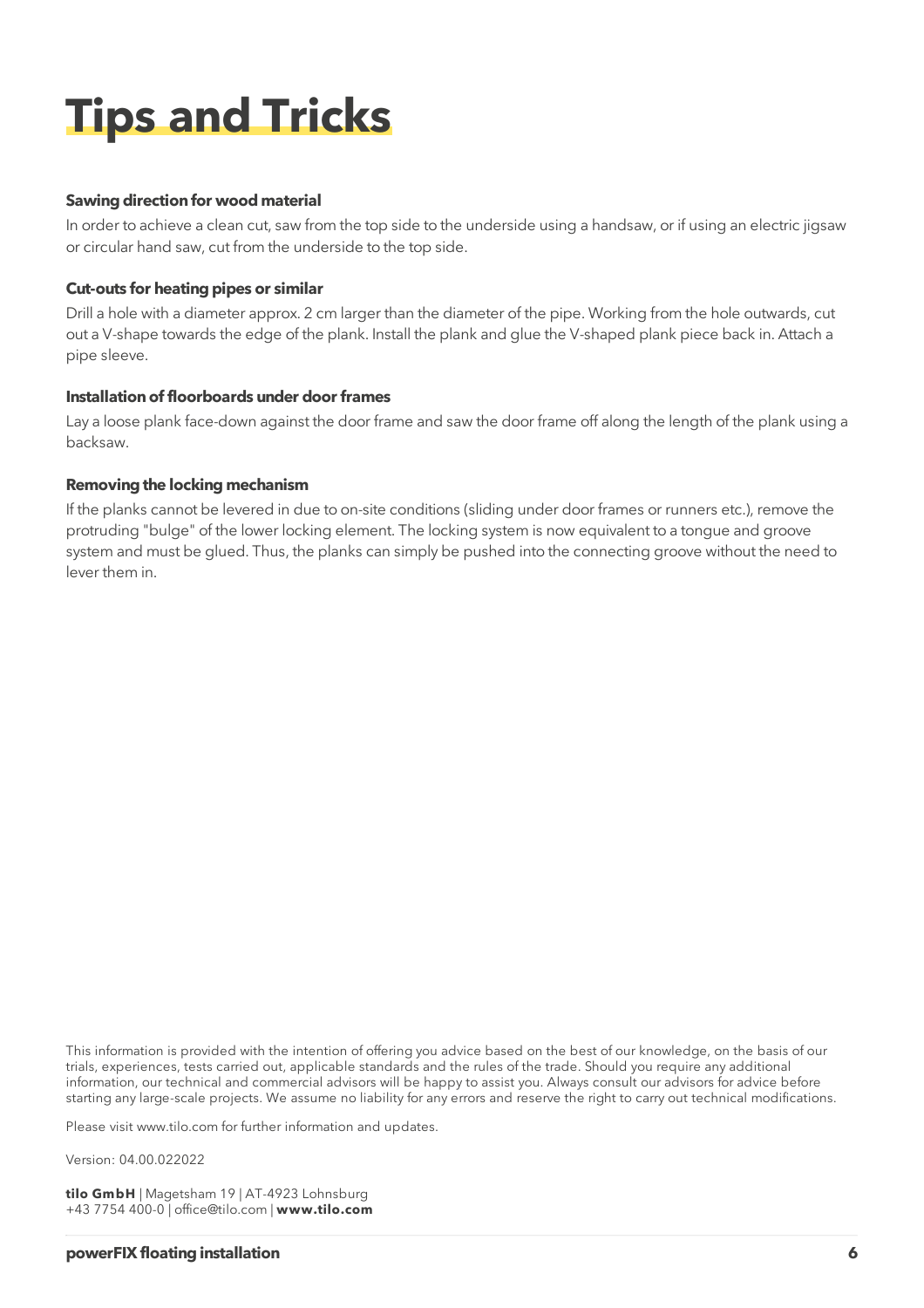# Tips and Tricks

### Sawing direction for wood material

In order to achieve a clean cut, saw from the top side to the underside using a handsaw, or if using an electric jigsaw or circular hand saw, cut from the underside to the top side.

### Cut-outs for heating pipes or similar

Drill a hole with a diameter approx. 2 cm larger than the diameter of the pipe. Working from the hole outwards, cut out a V-shape towards the edge of the plank. Install the plank and glue the V-shaped plank piece back in. Attach a pipe sleeve.

### Installation of floorboards under door frames

Lay a loose plank face-down against the door frame and saw the door frame off along the length of the plank using a backsaw.

### Removing the locking mechanism

If the planks cannot be levered in due to on-site conditions (sliding under door frames or runners etc.), remove the protruding "bulge" of the lower locking element. The locking system is now equivalent to a tongue and groove system and must be glued. Thus, the planks can simply be pushed into the connecting groove without the need to lever them in.

This information is provided with the intention of offering you advice based on the best of our knowledge, on the basis of our trials, experiences, tests carried out, applicable standards and the rules of the trade. Should you require any additional information, our technical and commercial advisors will be happy to assist you. Always consult our advisors for advice before starting any large-scale projects. We assume no liability for any errors and reserve the right to carry out technical modifications.

Please visit www.tilo.com for further information and updates.

Version: 04.00.022022

**tilo GmbH** | Magetsham 19 | AT-4923 Lohnsburg
+43 7754 400-0 | office@tilo.com | **www.tilo.com**